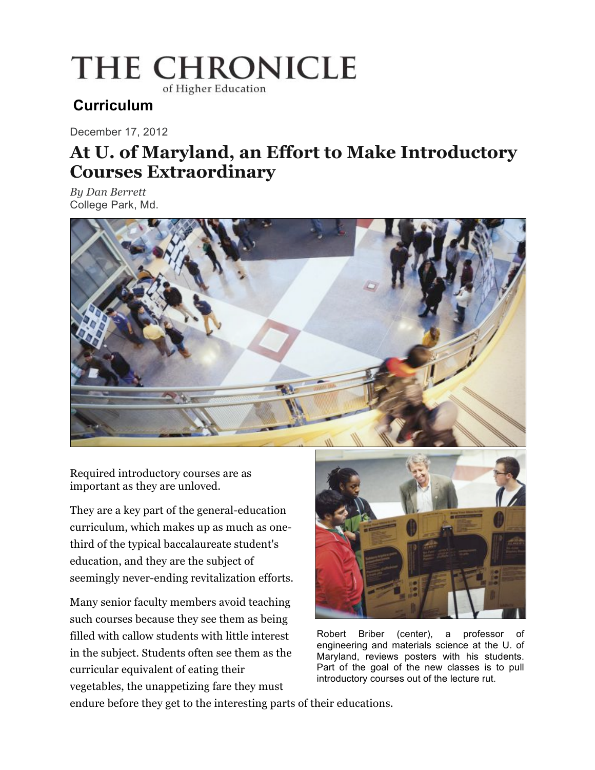# THE CHRONICLE

of Higher Education

## Curriculum

December 17, 2012

# At U. of Maryland, an Effort to Make Introductory Courses Extraordinary

*By Dan Berrett*
College Park, Md.

Required introductory courses are as important as they are unloved.

They are a key part of the general-education curriculum, which makes up as much as one-third of the typical baccalaureate student's education, and they are the subject of seemingly never-ending revitalization efforts.

Many senior faculty members avoid teaching such courses because they see them as being filled with callow students with little interest in the subject. Students often see them as the curricular equivalent of eating their vegetables, the unappetizing fare they must endure before they get to the interesting parts of their educations.

Robert Briber (center), a professor of engineering and materials science at the U. of Maryland, reviews posters with his students. Part of the goal of the new classes is to pull introductory courses out of the lecture rut.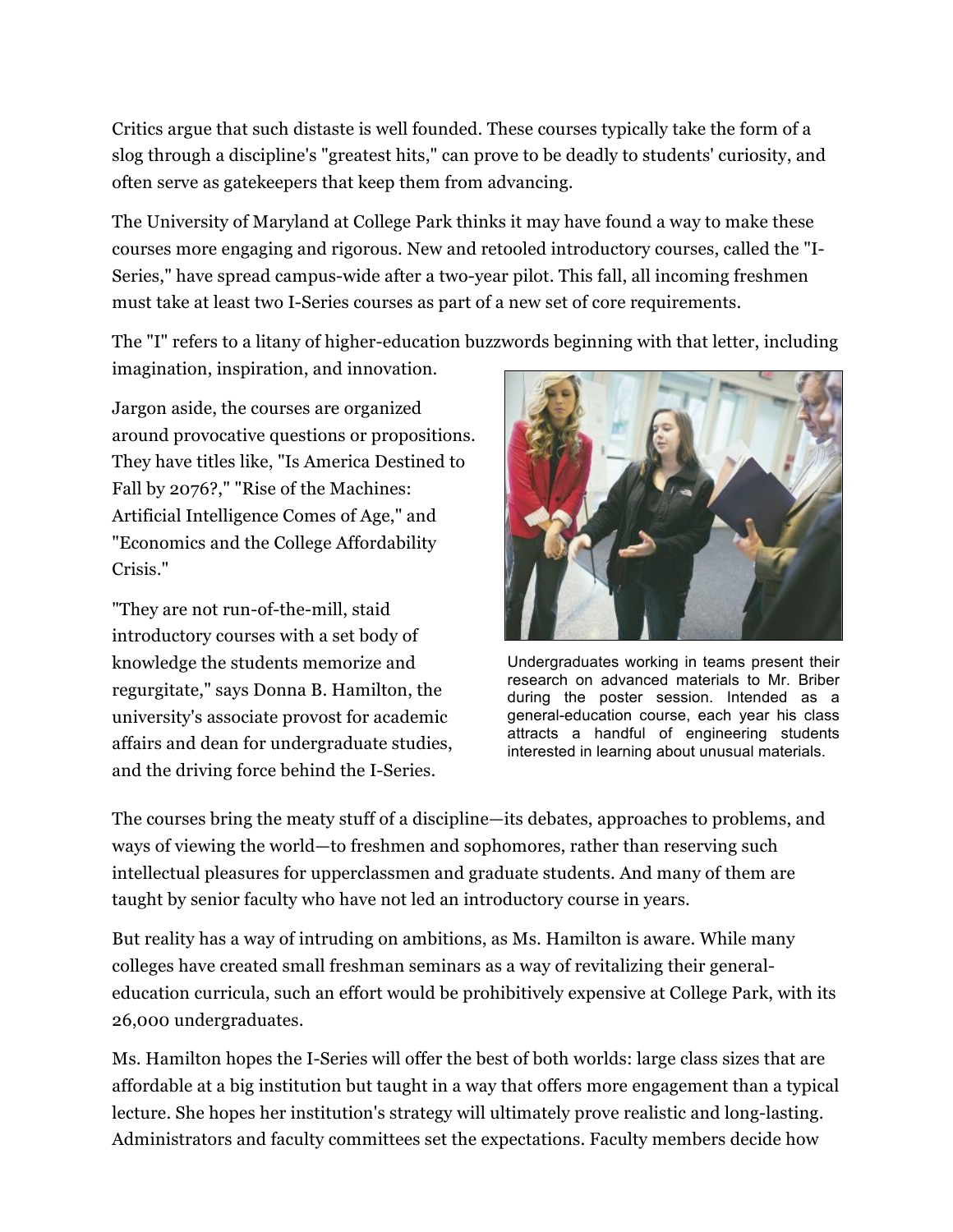Critics argue that such distaste is well founded. These courses typically take the form of a slog through a discipline's "greatest hits," can prove to be deadly to students' curiosity, and often serve as gatekeepers that keep them from advancing.

The University of Maryland at College Park thinks it may have found a way to make these courses more engaging and rigorous. New and retooled introductory courses, called the "I-Series," have spread campus-wide after a two-year pilot. This fall, all incoming freshmen must take at least two I-Series courses as part of a new set of core requirements.

The "I" refers to a litany of higher-education buzzwords beginning with that letter, including imagination, inspiration, and innovation.

Jargon aside, the courses are organized around provocative questions or propositions. They have titles like, "Is America Destined to Fall by 2076?," "Rise of the Machines: Artificial Intelligence Comes of Age," and "Economics and the College Affordability Crisis."

"They are not run-of-the-mill, staid introductory courses with a set body of knowledge the students memorize and regurgitate," says Donna B. Hamilton, the university's associate provost for academic affairs and dean for undergraduate studies, and the driving force behind the I-Series.

Undergraduates working in teams present their research on advanced materials to Mr. Briber during the poster session. Intended as a general-education course, each year his class attracts a handful of engineering students interested in learning about unusual materials.

The courses bring the meaty stuff of a discipline—its debates, approaches to problems, and ways of viewing the world—to freshmen and sophomores, rather than reserving such intellectual pleasures for upperclassmen and graduate students. And many of them are taught by senior faculty who have not led an introductory course in years.

But reality has a way of intruding on ambitions, as Ms. Hamilton is aware. While many colleges have created small freshman seminars as a way of revitalizing their general-education curricula, such an effort would be prohibitively expensive at College Park, with its 26,000 undergraduates.

Ms. Hamilton hopes the I-Series will offer the best of both worlds: large class sizes that are affordable at a big institution but taught in a way that offers more engagement than a typical lecture. She hopes her institution's strategy will ultimately prove realistic and long-lasting. Administrators and faculty committees set the expectations. Faculty members decide how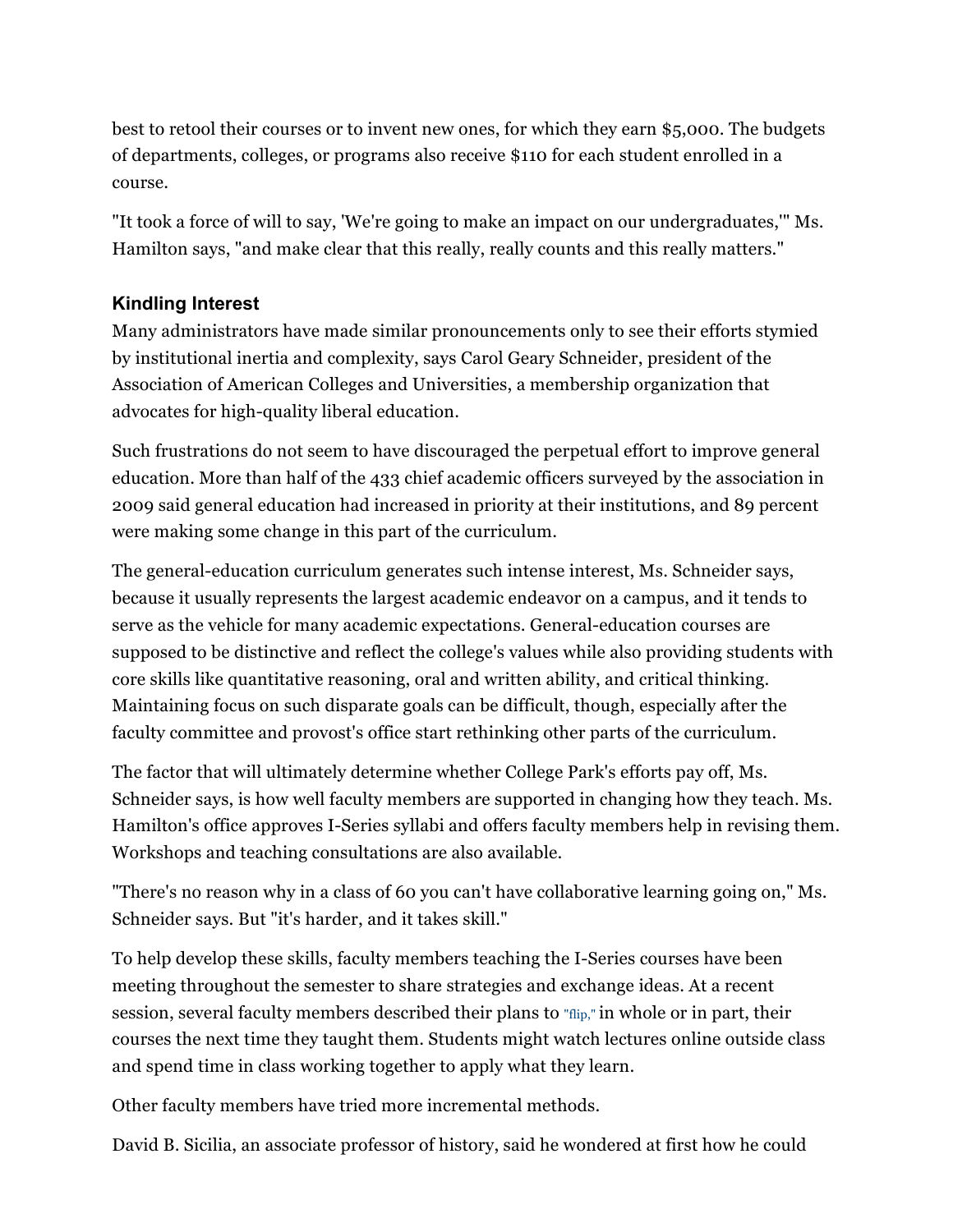best to retool their courses or to invent new ones, for which they earn $5,000. The budgets of departments, colleges, or programs also receive $110 for each student enrolled in a course.

"It took a force of will to say, 'We're going to make an impact on our undergraduates,'" Ms. Hamilton says, "and make clear that this really, really counts and this really matters."

### Kindling Interest

Many administrators have made similar pronouncements only to see their efforts stymied by institutional inertia and complexity, says Carol Geary Schneider, president of the Association of American Colleges and Universities, a membership organization that advocates for high-quality liberal education.

Such frustrations do not seem to have discouraged the perpetual effort to improve general education. More than half of the 433 chief academic officers surveyed by the association in 2009 said general education had increased in priority at their institutions, and 89 percent were making some change in this part of the curriculum.

The general-education curriculum generates such intense interest, Ms. Schneider says, because it usually represents the largest academic endeavor on a campus, and it tends to serve as the vehicle for many academic expectations. General-education courses are supposed to be distinctive and reflect the college's values while also providing students with core skills like quantitative reasoning, oral and written ability, and critical thinking. Maintaining focus on such disparate goals can be difficult, though, especially after the faculty committee and provost's office start rethinking other parts of the curriculum.

The factor that will ultimately determine whether College Park's efforts pay off, Ms. Schneider says, is how well faculty members are supported in changing how they teach. Ms. Hamilton's office approves I-Series syllabi and offers faculty members help in revising them. Workshops and teaching consultations are also available.

"There's no reason why in a class of 60 you can't have collaborative learning going on," Ms. Schneider says. But "it's harder, and it takes skill."

To help develop these skills, faculty members teaching the I-Series courses have been meeting throughout the semester to share strategies and exchange ideas. At a recent session, several faculty members described their plans to "flip," in whole or in part, their courses the next time they taught them. Students might watch lectures online outside class and spend time in class working together to apply what they learn.

Other faculty members have tried more incremental methods.

David B. Sicilia, an associate professor of history, said he wondered at first how he could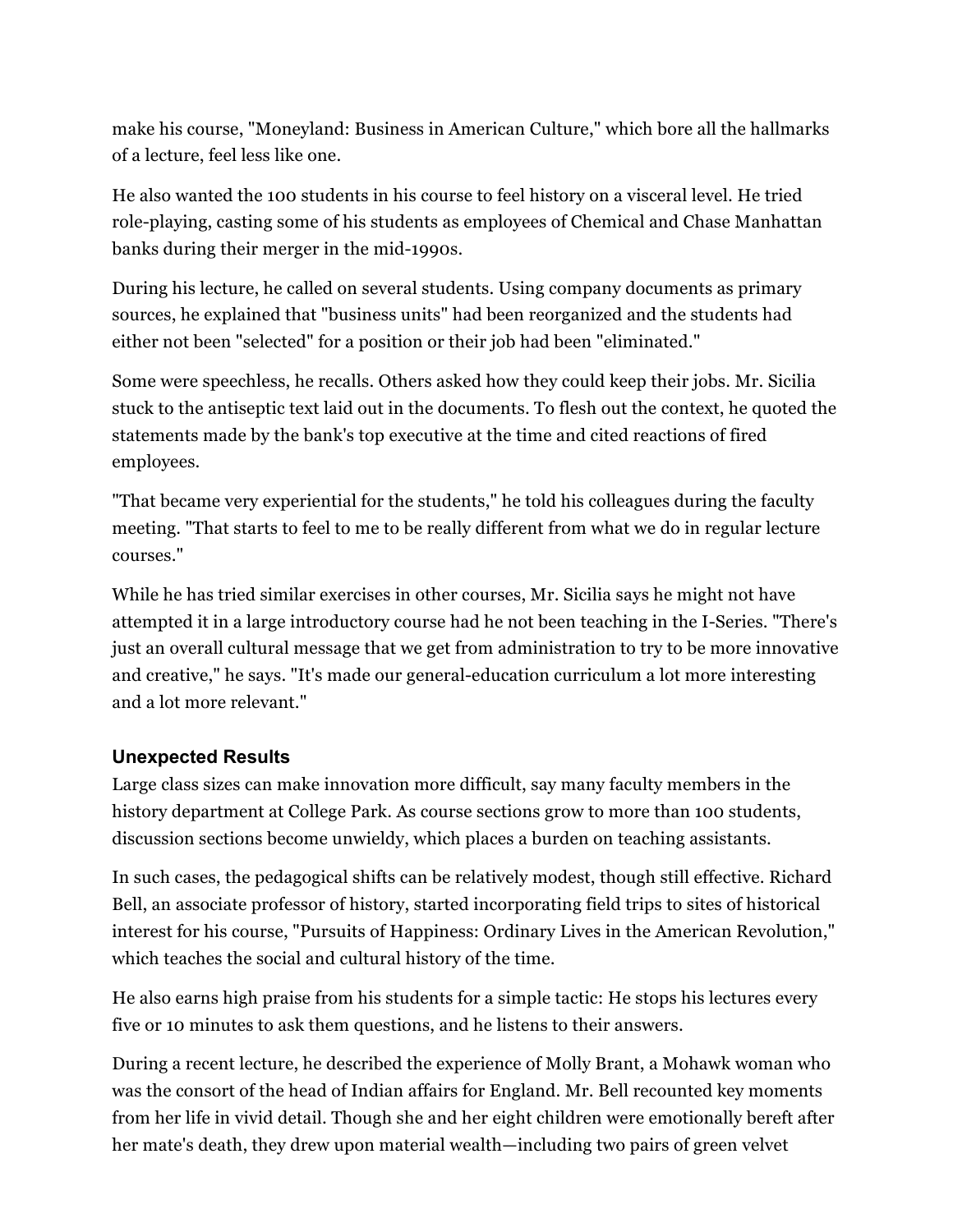make his course, "Moneyland: Business in American Culture," which bore all the hallmarks of a lecture, feel less like one.

He also wanted the 100 students in his course to feel history on a visceral level. He tried role-playing, casting some of his students as employees of Chemical and Chase Manhattan banks during their merger in the mid-1990s.

During his lecture, he called on several students. Using company documents as primary sources, he explained that "business units" had been reorganized and the students had either not been "selected" for a position or their job had been "eliminated."

Some were speechless, he recalls. Others asked how they could keep their jobs. Mr. Sicilia stuck to the antiseptic text laid out in the documents. To flesh out the context, he quoted the statements made by the bank's top executive at the time and cited reactions of fired employees.

"That became very experiential for the students," he told his colleagues during the faculty meeting. "That starts to feel to me to be really different from what we do in regular lecture courses."

While he has tried similar exercises in other courses, Mr. Sicilia says he might not have attempted it in a large introductory course had he not been teaching in the I-Series. "There's just an overall cultural message that we get from administration to try to be more innovative and creative," he says. "It's made our general-education curriculum a lot more interesting and a lot more relevant."

### Unexpected Results

Large class sizes can make innovation more difficult, say many faculty members in the history department at College Park. As course sections grow to more than 100 students, discussion sections become unwieldy, which places a burden on teaching assistants.

In such cases, the pedagogical shifts can be relatively modest, though still effective. Richard Bell, an associate professor of history, started incorporating field trips to sites of historical interest for his course, "Pursuits of Happiness: Ordinary Lives in the American Revolution," which teaches the social and cultural history of the time.

He also earns high praise from his students for a simple tactic: He stops his lectures every five or 10 minutes to ask them questions, and he listens to their answers.

During a recent lecture, he described the experience of Molly Brant, a Mohawk woman who was the consort of the head of Indian affairs for England. Mr. Bell recounted key moments from her life in vivid detail. Though she and her eight children were emotionally bereft after her mate's death, they drew upon material wealth—including two pairs of green velvet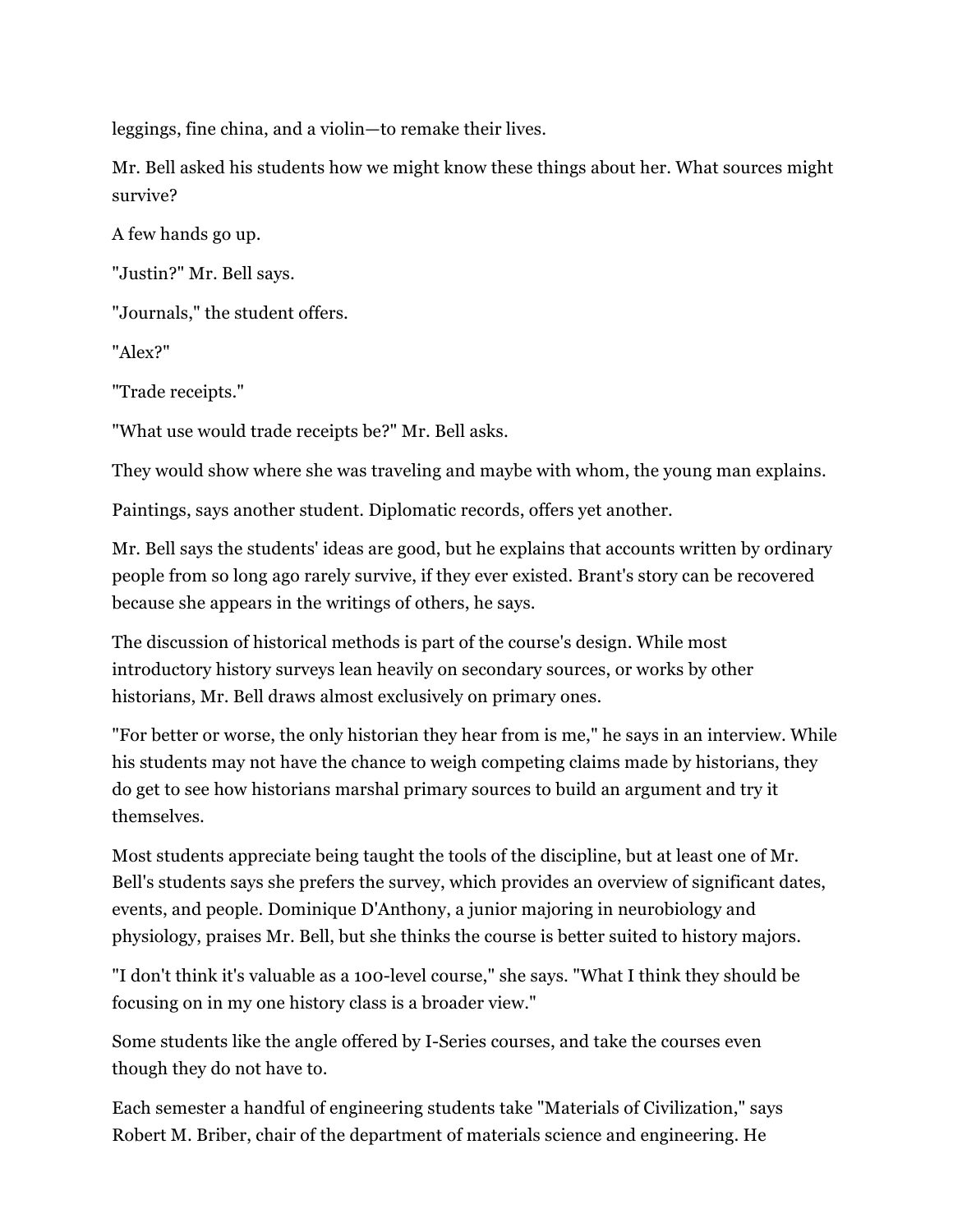leggings, fine china, and a violin—to remake their lives.

Mr. Bell asked his students how we might know these things about her. What sources might survive?

A few hands go up.

"Justin?" Mr. Bell says.

"Journals," the student offers.

"Alex?"

"Trade receipts."

"What use would trade receipts be?" Mr. Bell asks.

They would show where she was traveling and maybe with whom, the young man explains.

Paintings, says another student. Diplomatic records, offers yet another.

Mr. Bell says the students' ideas are good, but he explains that accounts written by ordinary people from so long ago rarely survive, if they ever existed. Brant's story can be recovered because she appears in the writings of others, he says.

The discussion of historical methods is part of the course's design. While most introductory history surveys lean heavily on secondary sources, or works by other historians, Mr. Bell draws almost exclusively on primary ones.

"For better or worse, the only historian they hear from is me," he says in an interview. While his students may not have the chance to weigh competing claims made by historians, they do get to see how historians marshal primary sources to build an argument and try it themselves.

Most students appreciate being taught the tools of the discipline, but at least one of Mr. Bell's students says she prefers the survey, which provides an overview of significant dates, events, and people. Dominique D'Anthony, a junior majoring in neurobiology and physiology, praises Mr. Bell, but she thinks the course is better suited to history majors.

"I don't think it's valuable as a 100-level course," she says. "What I think they should be focusing on in my one history class is a broader view."

Some students like the angle offered by I-Series courses, and take the courses even though they do not have to.

Each semester a handful of engineering students take "Materials of Civilization," says Robert M. Briber, chair of the department of materials science and engineering. He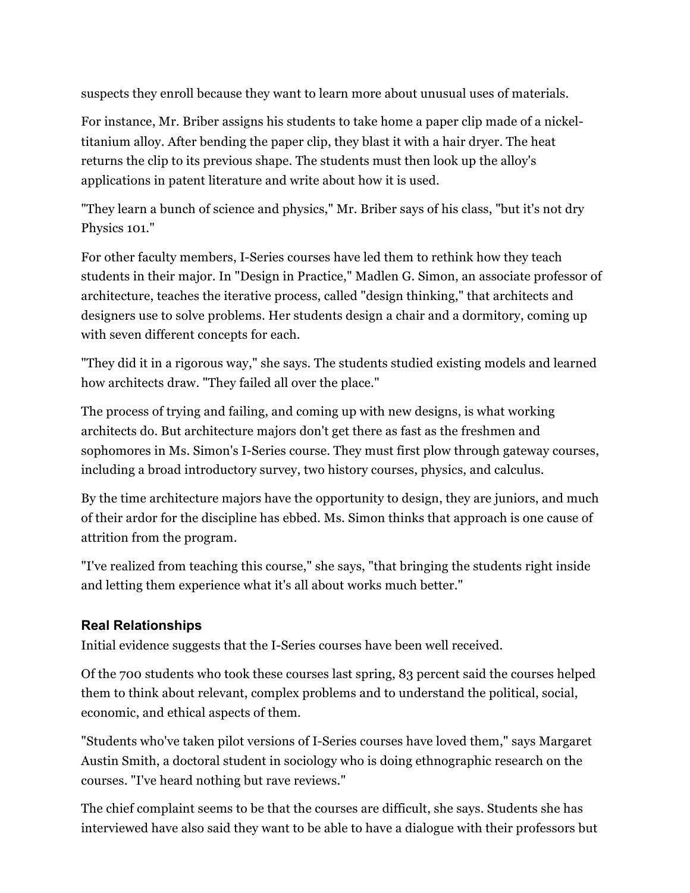suspects they enroll because they want to learn more about unusual uses of materials.

For instance, Mr. Briber assigns his students to take home a paper clip made of a nickel-titanium alloy. After bending the paper clip, they blast it with a hair dryer. The heat returns the clip to its previous shape. The students must then look up the alloy's applications in patent literature and write about how it is used.

"They learn a bunch of science and physics," Mr. Briber says of his class, "but it's not dry Physics 101."

For other faculty members, I-Series courses have led them to rethink how they teach students in their major. In "Design in Practice," Madlen G. Simon, an associate professor of architecture, teaches the iterative process, called "design thinking," that architects and designers use to solve problems. Her students design a chair and a dormitory, coming up with seven different concepts for each.

"They did it in a rigorous way," she says. The students studied existing models and learned how architects draw. "They failed all over the place."

The process of trying and failing, and coming up with new designs, is what working architects do. But architecture majors don't get there as fast as the freshmen and sophomores in Ms. Simon's I-Series course. They must first plow through gateway courses, including a broad introductory survey, two history courses, physics, and calculus.

By the time architecture majors have the opportunity to design, they are juniors, and much of their ardor for the discipline has ebbed. Ms. Simon thinks that approach is one cause of attrition from the program.

"I've realized from teaching this course," she says, "that bringing the students right inside and letting them experience what it's all about works much better."

### Real Relationships

Initial evidence suggests that the I-Series courses have been well received.

Of the 700 students who took these courses last spring, 83 percent said the courses helped them to think about relevant, complex problems and to understand the political, social, economic, and ethical aspects of them.

"Students who've taken pilot versions of I-Series courses have loved them," says Margaret Austin Smith, a doctoral student in sociology who is doing ethnographic research on the courses. "I've heard nothing but rave reviews."

The chief complaint seems to be that the courses are difficult, she says. Students she has interviewed have also said they want to be able to have a dialogue with their professors but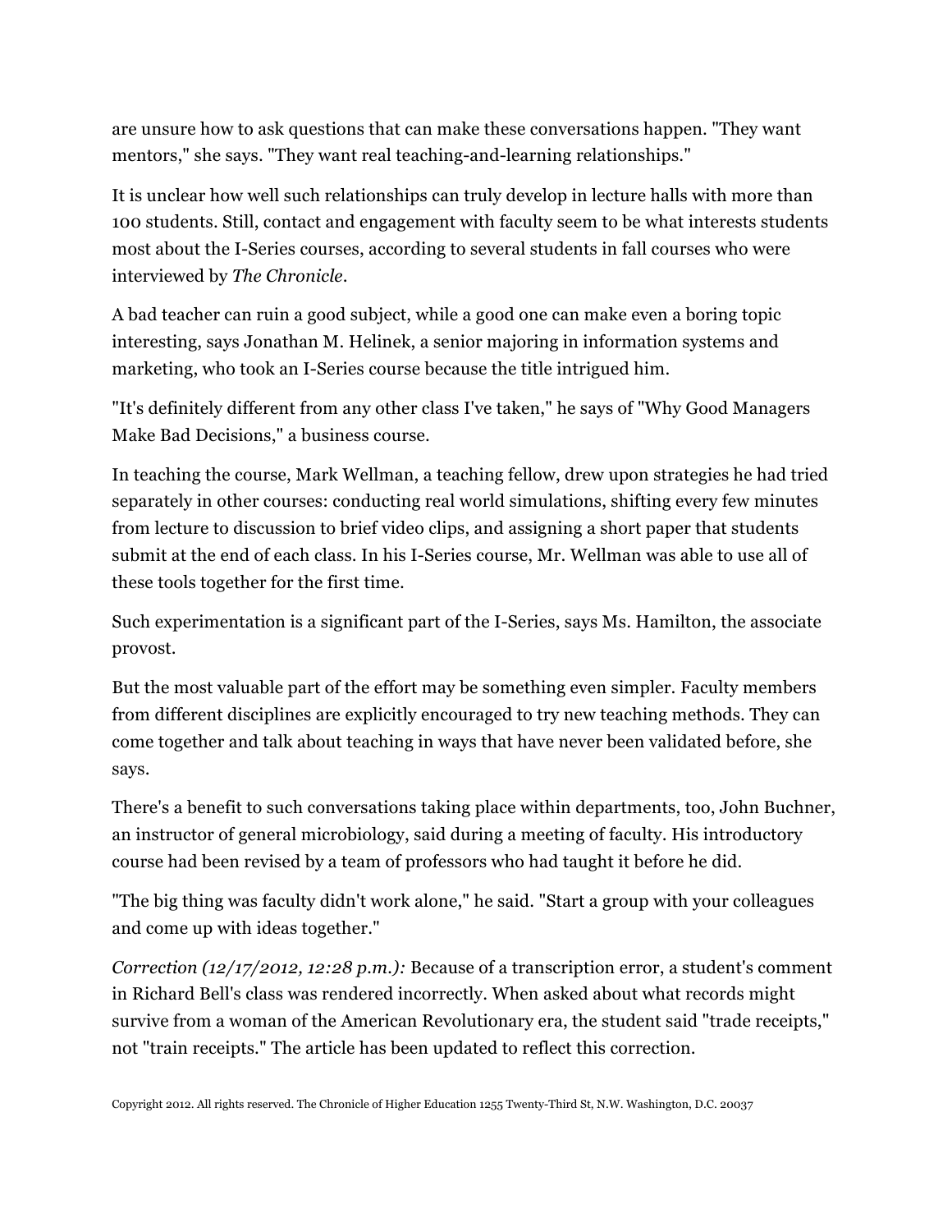are unsure how to ask questions that can make these conversations happen. "They want mentors," she says. "They want real teaching-and-learning relationships."

It is unclear how well such relationships can truly develop in lecture halls with more than 100 students. Still, contact and engagement with faculty seem to be what interests students most about the I-Series courses, according to several students in fall courses who were interviewed by *The Chronicle*.

A bad teacher can ruin a good subject, while a good one can make even a boring topic interesting, says Jonathan M. Helinek, a senior majoring in information systems and marketing, who took an I-Series course because the title intrigued him.

"It's definitely different from any other class I've taken," he says of "Why Good Managers Make Bad Decisions," a business course.

In teaching the course, Mark Wellman, a teaching fellow, drew upon strategies he had tried separately in other courses: conducting real world simulations, shifting every few minutes from lecture to discussion to brief video clips, and assigning a short paper that students submit at the end of each class. In his I-Series course, Mr. Wellman was able to use all of these tools together for the first time.

Such experimentation is a significant part of the I-Series, says Ms. Hamilton, the associate provost.

But the most valuable part of the effort may be something even simpler. Faculty members from different disciplines are explicitly encouraged to try new teaching methods. They can come together and talk about teaching in ways that have never been validated before, she says.

There's a benefit to such conversations taking place within departments, too, John Buchner, an instructor of general microbiology, said during a meeting of faculty. His introductory course had been revised by a team of professors who had taught it before he did.

"The big thing was faculty didn't work alone," he said. "Start a group with your colleagues and come up with ideas together."

*Correction (12/17/2012, 12:28 p.m.):* Because of a transcription error, a student's comment in Richard Bell's class was rendered incorrectly. When asked about what records might survive from a woman of the American Revolutionary era, the student said "trade receipts," not "train receipts." The article has been updated to reflect this correction.

Copyright 2012. All rights reserved. The Chronicle of Higher Education 1255 Twenty-Third St, N.W. Washington, D.C. 20037